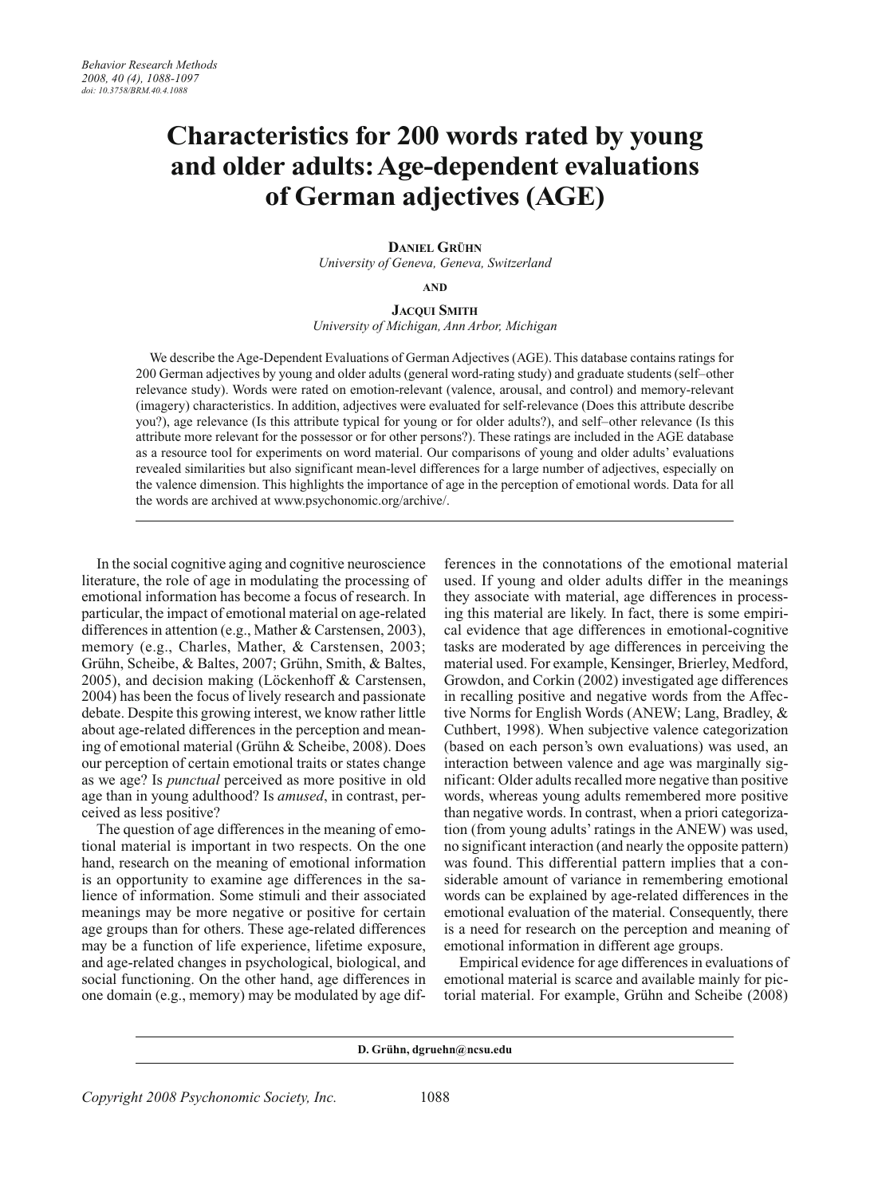# Characteristics for 200 words rated by young and older adults: Age-dependent evaluations of German adjectives (AGE)

**Daniel Grühn**
*University of Geneva, Geneva, Switzerland*

**and**

**Jacqui Smith**
*University of Michigan, Ann Arbor, Michigan*

We describe the Age-Dependent Evaluations of German Adjectives (AGE). This database contains ratings for 200 German adjectives by young and older adults (general word-rating study) and graduate students (self–other relevance study). Words were rated on emotion-relevant (valence, arousal, and control) and memory-relevant (imagery) characteristics. In addition, adjectives were evaluated for self-relevance (Does this attribute describe you?), age relevance (Is this attribute typical for young or for older adults?), and self–other relevance (Is this attribute more relevant for the possessor or for other persons?). These ratings are included in the AGE database as a resource tool for experiments on word material. Our comparisons of young and older adults' evaluations revealed similarities but also significant mean-level differences for a large number of adjectives, especially on the valence dimension. This highlights the importance of age in the perception of emotional words. Data for all the words are archived at www.psychonomic.org/archive/.

In the social cognitive aging and cognitive neuroscience literature, the role of age in modulating the processing of emotional information has become a focus of research. In particular, the impact of emotional material on age-related differences in attention (e.g., Mather & Carstensen, 2003), memory (e.g., Charles, Mather, & Carstensen, 2003; Grühn, Scheibe, & Baltes, 2007; Grühn, Smith, & Baltes, 2005), and decision making (Löckenhoff & Carstensen, 2004) has been the focus of lively research and passionate debate. Despite this growing interest, we know rather little about age-related differences in the perception and meaning of emotional material (Grühn & Scheibe, 2008). Does our perception of certain emotional traits or states change as we age? Is *punctual* perceived as more positive in old age than in young adulthood? Is *amused*, in contrast, perceived as less positive?

The question of age differences in the meaning of emotional material is important in two respects. On the one hand, research on the meaning of emotional information is an opportunity to examine age differences in the salience of information. Some stimuli and their associated meanings may be more negative or positive for certain age groups than for others. These age-related differences may be a function of life experience, lifetime exposure, and age-related changes in psychological, biological, and social functioning. On the other hand, age differences in one domain (e.g., memory) may be modulated by age differences in the connotations of the emotional material used. If young and older adults differ in the meanings they associate with material, age differences in processing this material are likely. In fact, there is some empirical evidence that age differences in emotional-cognitive tasks are moderated by age differences in perceiving the material used. For example, Kensinger, Brierley, Medford, Growdon, and Corkin (2002) investigated age differences in recalling positive and negative words from the Affective Norms for English Words (ANEW; Lang, Bradley, & Cuthbert, 1998). When subjective valence categorization (based on each person's own evaluations) was used, an interaction between valence and age was marginally significant: Older adults recalled more negative than positive words, whereas young adults remembered more positive than negative words. In contrast, when a priori categorization (from young adults' ratings in the ANEW) was used, no significant interaction (and nearly the opposite pattern) was found. This differential pattern implies that a considerable amount of variance in remembering emotional words can be explained by age-related differences in the emotional evaluation of the material. Consequently, there is a need for research on the perception and meaning of emotional information in different age groups.

Empirical evidence for age differences in evaluations of emotional material is scarce and available mainly for pictorial material. For example, Grühn and Scheibe (2008)

**D. Grühn, dgruehn@ncsu.edu**

*Copyright 2008 Psychonomic Society, Inc.*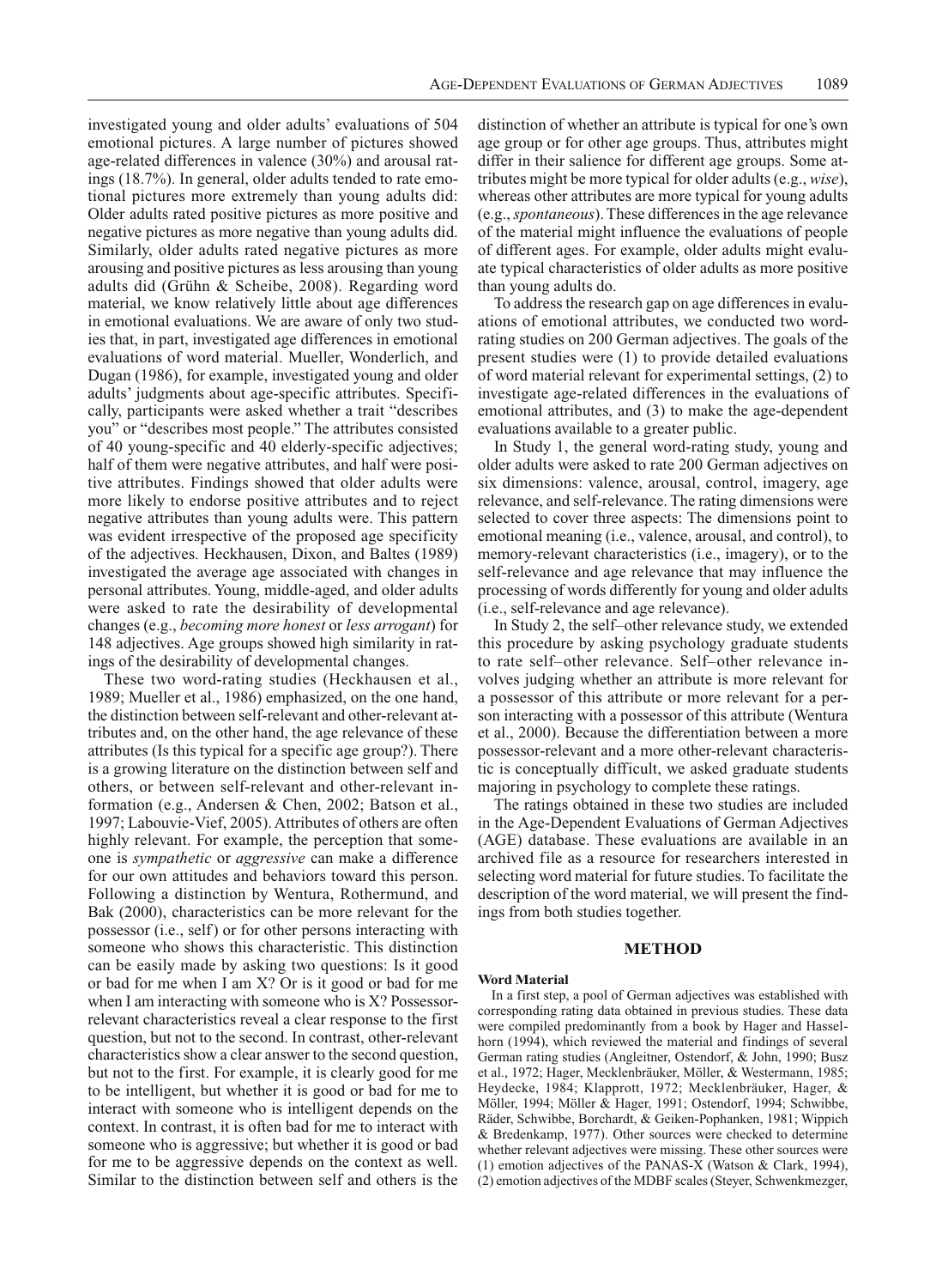investigated young and older adults' evaluations of 504 emotional pictures. A large number of pictures showed age-related differences in valence (30%) and arousal ratings (18.7%). In general, older adults tended to rate emotional pictures more extremely than young adults did: Older adults rated positive pictures as more positive and negative pictures as more negative than young adults did. Similarly, older adults rated negative pictures as more arousing and positive pictures as less arousing than young adults did (Grühn & Scheibe, 2008). Regarding word material, we know relatively little about age differences in emotional evaluations. We are aware of only two studies that, in part, investigated age differences in emotional evaluations of word material. Mueller, Wonderlich, and Dugan (1986), for example, investigated young and older adults' judgments about age-specific attributes. Specifically, participants were asked whether a trait "describes you" or "describes most people." The attributes consisted of 40 young-specific and 40 elderly-specific adjectives; half of them were negative attributes, and half were positive attributes. Findings showed that older adults were more likely to endorse positive attributes and to reject negative attributes than young adults were. This pattern was evident irrespective of the age specificity of the adjectives. Heckhausen, Dixon, and Baltes (1989) investigated the average age associated with changes in personal attributes. Young, middle-aged, and older adults were asked to rate the desirability of developmental changes (e.g., *becoming more honest* or *less arrogant*) for 148 adjectives. Age groups showed high similarity in ratings of the desirability of developmental changes.

These two word-rating studies (Heckhausen et al., 1989; Mueller et al., 1986) emphasized, on the one hand, the distinction between self-relevant and other-relevant attributes and, on the other hand, the age relevance of these attributes (Is this typical for a specific age group?). There is a growing literature on the distinction between self and others, or between self-relevant and other-relevant information (e.g., Andersen & Chen, 2002; Batson et al., 1997; Labouvie-Vief, 2005). Attributes of others are often highly relevant. For example, the perception that someone is *sympathetic* or *aggressive* can make a difference for our own attitudes and behaviors toward this person. Following a distinction by Wentura, Rothermund, and Bak (2000), characteristics can be more relevant for the possessor (i.e., self) or for other persons interacting with someone who shows this characteristic. This distinction can be easily made by asking two questions: Is it good or bad for me when I am X? Or is it good or bad for me when I am interacting with someone who is X? Possessor-relevant characteristics reveal a clear response to the first question, but not to the second. In contrast, other-relevant characteristics show a clear answer to the second question, but not to the first. For example, it is clearly good for me to be intelligent, but whether it is good or bad for me to interact with someone who is intelligent depends on the context. In contrast, it is often bad for me to interact with someone who is aggressive; but whether it is good or bad for me to be aggressive depends on the context as well. Similar to the distinction between self and others is the distinction of whether an attribute is typical for one's own age group or for other age groups. Thus, attributes might differ in their salience for different age groups. Some attributes might be more typical for older adults (e.g., *wise*), whereas other attributes are more typical for young adults (e.g., *spontaneous*). These differences in the age relevance of the material might influence the evaluations of people of different ages. For example, older adults might evaluate typical characteristics of older adults as more positive than young adults do.

To address the research gap on age differences in evaluations of emotional attributes, we conducted two word-rating studies on 200 German adjectives. The goals of the present studies were (1) to provide detailed evaluations of word material relevant for experimental settings, (2) to investigate age-related differences in the evaluations of emotional attributes, and (3) to make the age-dependent evaluations available to a greater public.

In Study 1, the general word-rating study, young and older adults were asked to rate 200 German adjectives on six dimensions: valence, arousal, control, imagery, age relevance, and self-relevance. The rating dimensions were selected to cover three aspects: The dimensions point to emotional meaning (i.e., valence, arousal, and control), to memory-relevant characteristics (i.e., imagery), or to the self-relevance and age relevance that may influence the processing of words differently for young and older adults (i.e., self-relevance and age relevance).

In Study 2, the self–other relevance study, we extended this procedure by asking psychology graduate students to rate self–other relevance. Self–other relevance involves judging whether an attribute is more relevant for a possessor of this attribute or more relevant for a person interacting with a possessor of this attribute (Wentura et al., 2000). Because the differentiation between a more possessor-relevant and a more other-relevant characteristic is conceptually difficult, we asked graduate students majoring in psychology to complete these ratings.

The ratings obtained in these two studies are included in the Age-Dependent Evaluations of German Adjectives (AGE) database. These evaluations are available in an archived file as a resource for researchers interested in selecting word material for future studies. To facilitate the description of the word material, we will present the findings from both studies together.

## METHOD

### Word Material

In a first step, a pool of German adjectives was established with corresponding rating data obtained in previous studies. These data were compiled predominantly from a book by Hager and Hasselhorn (1994), which reviewed the material and findings of several German rating studies (Angleitner, Ostendorf, & John, 1990; Busz et al., 1972; Hager, Mecklenbräuker, Möller, & Westermann, 1985; Heydecke, 1984; Klapprott, 1972; Mecklenbräuker, Hager, & Möller, 1994; Möller & Hager, 1991; Ostendorf, 1994; Schwibbe, Räder, Schwibbe, Borchardt, & Geiken-Pophanken, 1981; Wippich & Bredenkamp, 1977). Other sources were checked to determine whether relevant adjectives were missing. These other sources were (1) emotion adjectives of the PANAS-X (Watson & Clark, 1994), (2) emotion adjectives of the MDBF scales (Steyer, Schwenkmezger,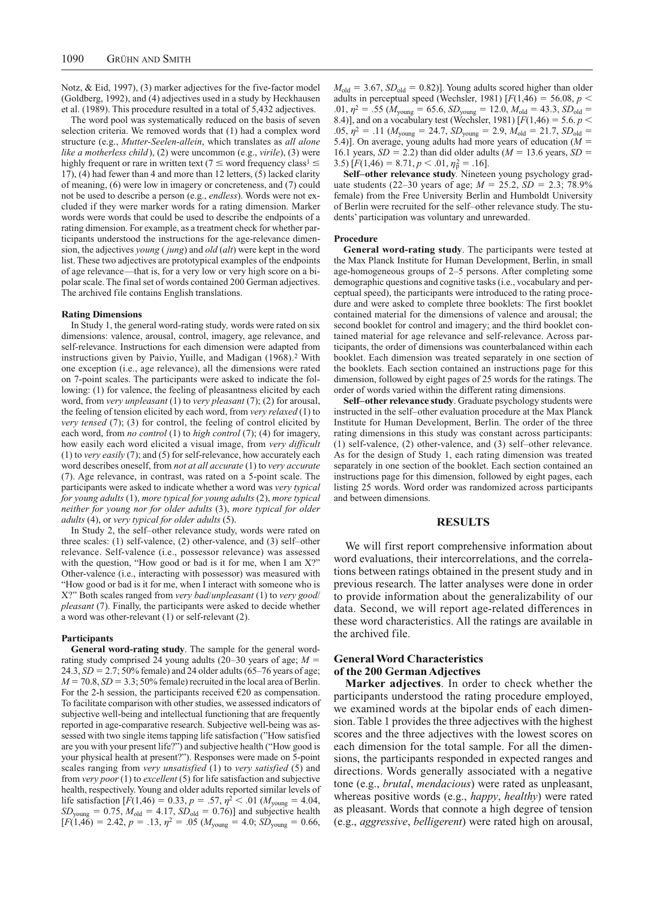Notz, & Eid, 1997), (3) marker adjectives for the five-factor model (Goldberg, 1992), and (4) adjectives used in a study by Heckhausen et al. (1989). This procedure resulted in a total of 5,432 adjectives.

The word pool was systematically reduced on the basis of seven selection criteria. We removed words that (1) had a complex word structure (e.g., *Mutter-Seelen-allein*, which translates as *all alone like a motherless child*), (2) were uncommon (e.g., *virile*), (3) were highly frequent or rare in written text (7 ≤ word frequency class[1] ≤ 17), (4) had fewer than 4 and more than 12 letters, (5) lacked clarity of meaning, (6) were low in imagery or concreteness, and (7) could not be used to describe a person (e.g., *endless*). Words were not excluded if they were marker words for a rating dimension. Marker words were words that could be used to describe the endpoints of a rating dimension. For example, as a treatment check for whether participants understood the instructions for the age-relevance dimension, the adjectives *young* (*jung*) and *old* (*alt*) were kept in the word list. These two adjectives are prototypical examples of the endpoints of age relevance—that is, for a very low or very high score on a bipolar scale. The final set of words contained 200 German adjectives. The archived file contains English translations.

### Rating Dimensions

In Study 1, the general word-rating study, words were rated on six dimensions: valence, arousal, control, imagery, age relevance, and self-relevance. Instructions for each dimension were adapted from instructions given by Paivio, Yuille, and Madigan (1968).[2] With one exception (i.e., age relevance), all the dimensions were rated on 7-point scales. The participants were asked to indicate the following: (1) for valence, the feeling of pleasantness elicited by each word, from *very unpleasant* (1) to *very pleasant* (7); (2) for arousal, the feeling of tension elicited by each word, from *very relaxed* (1) to *very tensed* (7); (3) for control, the feeling of control elicited by each word, from *no control* (1) to *high control* (7); (4) for imagery, how easily each word elicited a visual image, from *very difficult* (1) to *very easily* (7); and (5) for self-relevance, how accurately each word describes oneself, from *not at all accurate* (1) to *very accurate* (7). Age relevance, in contrast, was rated on a 5-point scale. The participants were asked to indicate whether a word was *very typical for young adults* (1), *more typical for young adults* (2), *more typical neither for young nor for older adults* (3), *more typical for older adults* (4), or *very typical for older adults* (5).

In Study 2, the self–other relevance study, words were rated on three scales: (1) self-valence, (2) other-valence, and (3) self–other relevance. Self-valence (i.e., possessor relevance) was assessed with the question, "How good or bad is it for me, when I am X?" Other-valence (i.e., interacting with possessor) was measured with "How good or bad is it for me, when I interact with someone who is X?" Both scales ranged from *very bad*/*unpleasant* (1) to *very good*/*pleasant* (7). Finally, the participants were asked to decide whether a word was other-relevant (1) or self-relevant (2).

### Participants

**General word-rating study**. The sample for the general word-rating study comprised 24 young adults (20–30 years of age; $M$ = 24.3, $SD$ = 2.7; 50% female) and 24 older adults (65–76 years of age; $M$ = 70.8, $SD$ = 3.3; 50% female) recruited in the local area of Berlin. For the 2-h session, the participants received €20 as compensation. To facilitate comparison with other studies, we assessed indicators of subjective well-being and intellectual functioning that are frequently reported in age-comparative research. Subjective well-being was assessed with two single items tapping life satisfaction ("How satisfied are you with your present life?") and subjective health ("How good is your physical health at present?"). Responses were made on 5-point scales ranging from *very unsatisfied* (1) to *very satisfied* (5) and from *very poor* (1) to *excellent* (5) for life satisfaction and subjective health, respectively. Young and older adults reported similar levels of life satisfaction [$F(1,46) = 0.33$, $p = .57$, $\eta^2 < .01$ ($M_{\text{young}} = 4.04$, $SD_{\text{young}} = 0.75$, $M_{\text{old}} = 4.17$, $SD_{\text{old}} = 0.76$)] and subjective health [$F(1,46) = 2.42$, $p = .13$, $\eta^2 = .05$ ($M_{\text{young}} = 4.0$; $SD_{\text{young}} = 0.66$, $M_{\text{old}} = 3.67$, $SD_{\text{old}} = 0.82$)]. Young adults scored higher than older adults in perceptual speed (Wechsler, 1981) [$F(1,46) = 56.08$, $p < .01$, $\eta^2 = .55$ ($M_{\text{young}} = 65.6$, $SD_{\text{young}} = 12.0$, $M_{\text{old}} = 43.3$, $SD_{\text{old}} = 8.4$)], and on a vocabulary test (Wechsler, 1981) [$F(1,46) = 5.6$. $p < .05$, $\eta^2 = .11$ ($M_{\text{young}} = 24.7$, $SD_{\text{young}} = 2.9$, $M_{\text{old}} = 21.7$, $SD_{\text{old}} = 5.4$)]. On average, young adults had more years of education ($M$ = 16.1 years, $SD$ = 2.2) than did older adults ($M$ = 13.6 years, $SD$ = 3.5) [$F(1,46) = 8.71$, $p < .01$, $\eta_p^2 = .16$].

**Self–other relevance study**. Nineteen young psychology graduate students (22–30 years of age; $M$ = 25.2, $SD$ = 2.3; 78.9% female) from the Free University Berlin and Humboldt University of Berlin were recruited for the self–other relevance study. The students' participation was voluntary and unrewarded.

### Procedure

**General word-rating study**. The participants were tested at the Max Planck Institute for Human Development, Berlin, in small age-homogeneous groups of 2–5 persons. After completing some demographic questions and cognitive tasks (i.e., vocabulary and perceptual speed), the participants were introduced to the rating procedure and were asked to complete three booklets: The first booklet contained material for the dimensions of valence and arousal; the second booklet for control and imagery; and the third booklet contained material for age relevance and self-relevance. Across participants, the order of dimensions was counterbalanced within each booklet. Each dimension was treated separately in one section of the booklets. Each section contained an instructions page for this dimension, followed by eight pages of 25 words for the ratings. The order of words varied within the different rating dimensions.

**Self–other relevance study**. Graduate psychology students were instructed in the self–other evaluation procedure at the Max Planck Institute for Human Development, Berlin. The order of the three rating dimensions in this study was constant across participants: (1) self-valence, (2) other-valence, and (3) self–other relevance. As for the design of Study 1, each rating dimension was treated separately in one section of the booklet. Each section contained an instructions page for this dimension, followed by eight pages, each listing 25 words. Word order was randomized across participants and between dimensions.

## RESULTS

We will first report comprehensive information about word evaluations, their intercorrelations, and the correlations between ratings obtained in the present study and in previous research. The latter analyses were done in order to provide information about the generalizability of our data. Second, we will report age-related differences in these word characteristics. All the ratings are available in the archived file.

### General Word Characteristics of the 200 German Adjectives

**Marker adjectives**. In order to check whether the participants understood the rating procedure employed, we examined words at the bipolar ends of each dimension. Table 1 provides the three adjectives with the highest scores and the three adjectives with the lowest scores on each dimension for the total sample. For all the dimensions, the participants responded in expected ranges and directions. Words generally associated with a negative tone (e.g., *brutal*, *mendacious*) were rated as unpleasant, whereas positive words (e.g., *happy*, *healthy*) were rated as pleasant. Words that connote a high degree of tension (e.g., *aggressive*, *belligerent*) were rated high on arousal,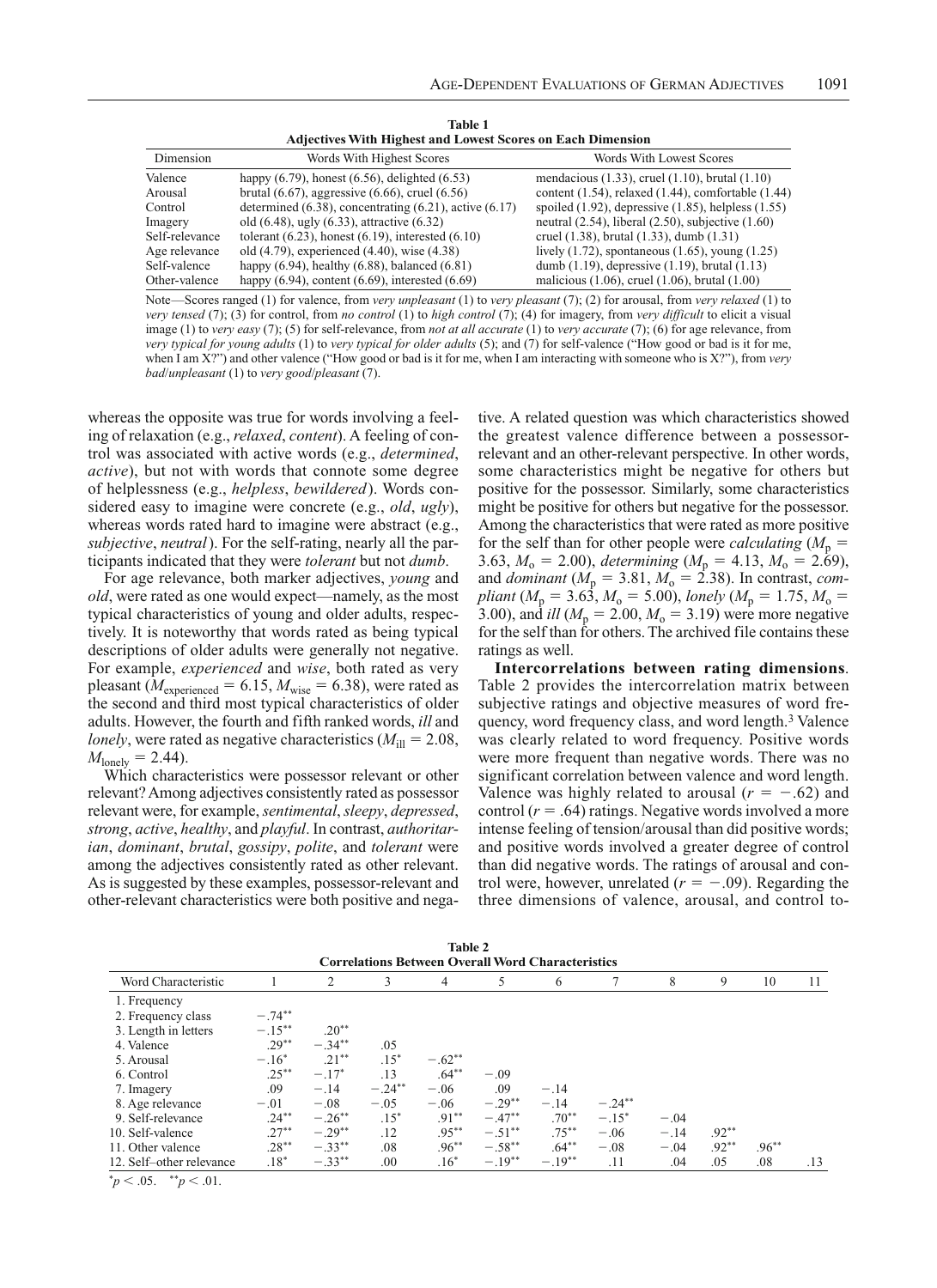**Table 1**
**Adjectives With Highest and Lowest Scores on Each Dimension**

| Dimension | Words With Highest Scores | Words With Lowest Scores |
|---|---|---|
| Valence | happy (6.79), honest (6.56), delighted (6.53) | mendacious (1.33), cruel (1.10), brutal (1.10) |
| Arousal | brutal (6.67), aggressive (6.66), cruel (6.56) | content (1.54), relaxed (1.44), comfortable (1.44) |
| Control | determined (6.38), concentrating (6.21), active (6.17) | spoiled (1.92), depressive (1.85), helpless (1.55) |
| Imagery | old (6.48), ugly (6.33), attractive (6.32) | neutral (2.54), liberal (2.50), subjective (1.60) |
| Self-relevance | tolerant (6.23), honest (6.19), interested (6.10) | cruel (1.38), brutal (1.33), dumb (1.31) |
| Age relevance | old (4.79), experienced (4.40), wise (4.38) | lively (1.72), spontaneous (1.65), young (1.25) |
| Self-valence | happy (6.94), healthy (6.88), balanced (6.81) | dumb (1.19), depressive (1.19), brutal (1.13) |
| Other-valence | happy (6.94), content (6.69), interested (6.69) | malicious (1.06), cruel (1.06), brutal (1.00) |

Note—Scores ranged (1) for valence, from *very unpleasant* (1) to *very pleasant* (7); (2) for arousal, from *very relaxed* (1) to *very tensed* (7); (3) for control, from *no control* (1) to *high control* (7); (4) for imagery, from *very difficult* to elicit a visual image (1) to *very easy* (7); (5) for self-relevance, from *not at all accurate* (1) to *very accurate* (7); (6) for age relevance, from *very typical for young adults* (1) to *very typical for older adults* (5); and (7) for self-valence ("How good or bad is it for me, when I am X?") and other valence ("How good or bad is it for me, when I am interacting with someone who is X?"), from *very bad*/*unpleasant* (1) to *very good*/*pleasant* (7).

whereas the opposite was true for words involving a feeling of relaxation (e.g., *relaxed*, *content*). A feeling of control was associated with active words (e.g., *determined*, *active*), but not with words that connote some degree of helplessness (e.g., *helpless*, *bewildered*). Words considered easy to imagine were concrete (e.g., *old*, *ugly*), whereas words rated hard to imagine were abstract (e.g., *subjective*, *neutral*). For the self-rating, nearly all the participants indicated that they were *tolerant* but not *dumb*.

For age relevance, both marker adjectives, *young* and *old*, were rated as one would expect—namely, as the most typical characteristics of young and older adults, respectively. It is noteworthy that words rated as being typical descriptions of older adults were generally not negative. For example, *experienced* and *wise*, both rated as very pleasant ($M_{\text{experienced}} = 6.15$, $M_{\text{wise}} = 6.38$), were rated as the second and third most typical characteristics of older adults. However, the fourth and fifth ranked words, *ill* and *lonely*, were rated as negative characteristics ($M_{\text{ill}} = 2.08$, $M_{\text{lonely}} = 2.44$).

Which characteristics were possessor relevant or other relevant? Among adjectives consistently rated as possessor relevant were, for example, *sentimental*, *sleepy*, *depressed*, *strong*, *active*, *healthy*, and *playful*. In contrast, *authoritarian*, *dominant*, *brutal*, *gossipy*, *polite*, and *tolerant* were among the adjectives consistently rated as other relevant. As is suggested by these examples, possessor-relevant and other-relevant characteristics were both positive and negative. A related question was which characteristics showed the greatest valence difference between a possessor-relevant and an other-relevant perspective. In other words, some characteristics might be negative for others but positive for the possessor. Similarly, some characteristics might be positive for others but negative for the possessor. Among the characteristics that were rated as more positive for the self than for other people were *calculating* ($M_p = 3.63$, $M_o = 2.00$), *determining* ($M_p = 4.13$, $M_o = 2.69$), and *dominant* ($M_p = 3.81$, $M_o = 2.38$). In contrast, *compliant* ($M_p = 3.63$, $M_o = 5.00$), *lonely* ($M_p = 1.75$, $M_o = 3.00$), and *ill* ($M_p = 2.00$, $M_o = 3.19$) were more negative for the self than for others. The archived file contains these ratings as well.

**Intercorrelations between rating dimensions.** Table 2 provides the intercorrelation matrix between subjective ratings and objective measures of word frequency, word frequency class, and word length.[3] Valence was clearly related to word frequency. Positive words were more frequent than negative words. There was no significant correlation between valence and word length. Valence was highly related to arousal ($r = -.62$) and control ($r = .64$) ratings. Negative words involved a more intense feeling of tension/arousal than did positive words; and positive words involved a greater degree of control than did negative words. The ratings of arousal and control were, however, unrelated ($r = -.09$). Regarding the three dimensions of valence, arousal, and control to-

**Table 2**
**Correlations Between Overall Word Characteristics**

| Word Characteristic | 1 | 2 | 3 | 4 | 5 | 6 | 7 | 8 | 9 | 10 | 11 |
|---|---|---|---|---|---|---|---|---|---|---|---|
| 1. Frequency | | | | | | | | | | | |
| 2. Frequency class | −.74** | | | | | | | | | | |
| 3. Length in letters | −.15** | .20** | | | | | | | | | |
| 4. Valence | .29** | −.34** | .05 | | | | | | | | |
| 5. Arousal | −.16* | .21** | .15* | −.62** | | | | | | | |
| 6. Control | .25** | −.17* | .13 | .64** | −.09 | | | | | | |
| 7. Imagery | .09 | −.14 | −.24** | −.06 | .09 | −.14 | | | | | |
| 8. Age relevance | −.01 | −.08 | −.05 | −.06 | −.29** | −.14 | −.24** | | | | |
| 9. Self-relevance | .24** | −.26** | .15* | .91** | −.47** | .70** | −.15* | −.04 | | | |
| 10. Self-valence | .27** | −.29** | .12 | .95** | −.51** | .75** | −.06 | −.14 | .92** | | |
| 11. Other valence | .28** | −.33** | .08 | .96** | −.58** | .64** | −.08 | −.04 | .92** | .96** | |
| 12. Self–other relevance | .18* | −.33** | .00 | .16* | −.19** | −.19** | .11 | .04 | .05 | .08 | .13 |

*$p < .05$. **$p < .01$.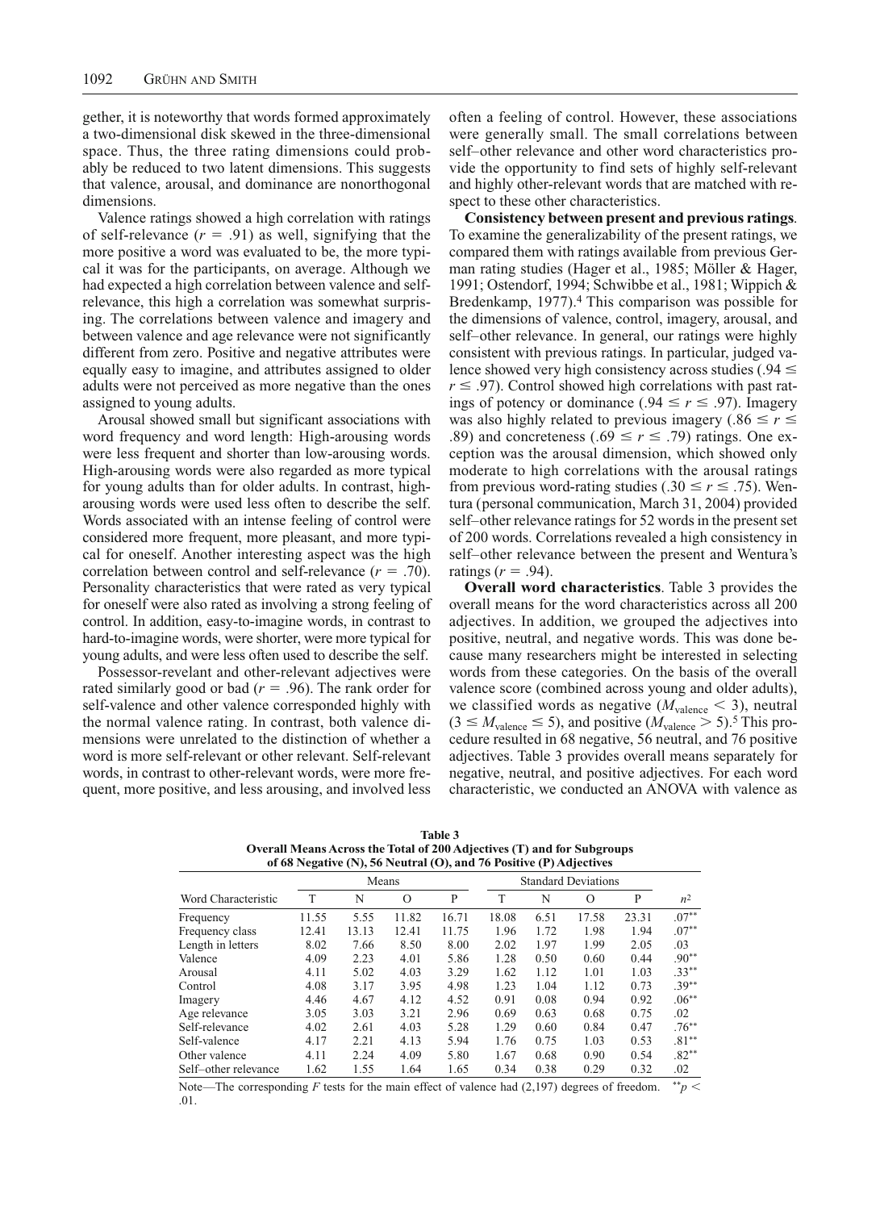gether, it is noteworthy that words formed approximately a two-dimensional disk skewed in the three-dimensional space. Thus, the three rating dimensions could probably be reduced to two latent dimensions. This suggests that valence, arousal, and dominance are nonorthogonal dimensions.

Valence ratings showed a high correlation with ratings of self-relevance ($r = .91$) as well, signifying that the more positive a word was evaluated to be, the more typical it was for the participants, on average. Although we had expected a high correlation between valence and self-relevance, this high a correlation was somewhat surprising. The correlations between valence and imagery and between valence and age relevance were not significantly different from zero. Positive and negative attributes were equally easy to imagine, and attributes assigned to older adults were not perceived as more negative than the ones assigned to young adults.

Arousal showed small but significant associations with word frequency and word length: High-arousing words were less frequent and shorter than low-arousing words. High-arousing words were also regarded as more typical for young adults than for older adults. In contrast, high-arousing words were used less often to describe the self. Words associated with an intense feeling of control were considered more frequent, more pleasant, and more typical for oneself. Another interesting aspect was the high correlation between control and self-relevance ($r = .70$). Personality characteristics that were rated as very typical for oneself were also rated as involving a strong feeling of control. In addition, easy-to-imagine words, in contrast to hard-to-imagine words, were shorter, were more typical for young adults, and were less often used to describe the self.

Possessor-revelant and other-relevant adjectives were rated similarly good or bad ($r = .96$). The rank order for self-valence and other valence corresponded highly with the normal valence rating. In contrast, both valence dimensions were unrelated to the distinction of whether a word is more self-relevant or other relevant. Self-relevant words, in contrast to other-relevant words, were more frequent, more positive, and less arousing, and involved less often a feeling of control. However, these associations were generally small. The small correlations between self–other relevance and other word characteristics provide the opportunity to find sets of highly self-relevant and highly other-relevant words that are matched with respect to these other characteristics.

**Consistency between present and previous ratings**. To examine the generalizability of the present ratings, we compared them with ratings available from previous German rating studies (Hager et al., 1985; Möller & Hager, 1991; Ostendorf, 1994; Schwibbe et al., 1981; Wippich & Bredenkamp, 1977).[4] This comparison was possible for the dimensions of valence, control, imagery, arousal, and self–other relevance. In general, our ratings were highly consistent with previous ratings. In particular, judged valence showed very high consistency across studies ($.94 \leq r \leq .97$). Control showed high correlations with past ratings of potency or dominance ($.94 \leq r \leq .97$). Imagery was also highly related to previous imagery ($.86 \leq r \leq .89$) and concreteness ($.69 \leq r \leq .79$) ratings. One exception was the arousal dimension, which showed only moderate to high correlations with the arousal ratings from previous word-rating studies ($.30 \leq r \leq .75$). Wentura (personal communication, March 31, 2004) provided self–other relevance ratings for 52 words in the present set of 200 words. Correlations revealed a high consistency in self–other relevance between the present and Wentura's ratings ($r = .94$).

**Overall word characteristics**. Table 3 provides the overall means for the word characteristics across all 200 adjectives. In addition, we grouped the adjectives into positive, neutral, and negative words. This was done because many researchers might be interested in selecting words from these categories. On the basis of the overall valence score (combined across young and older adults), we classified words as negative ($M_{\text{valence}} < 3$), neutral ($3 \leq M_{\text{valence}} \leq 5$), and positive ($M_{\text{valence}} > 5$).[5] This procedure resulted in 68 negative, 56 neutral, and 76 positive adjectives. Table 3 provides overall means separately for negative, neutral, and positive adjectives. For each word characteristic, we conducted an ANOVA with valence as

**Table 3**
**Overall Means Across the Total of 200 Adjectives (T) and for Subgroups of 68 Negative (N), 56 Neutral (O), and 76 Positive (P) Adjectives**

| | Means | | | | Standard Deviations | | | | |
|---|---|---|---|---|---|---|---|---|---|
| Word Characteristic | T | N | O | P | T | N | O | P | $\eta^2$ |
| Frequency | 11.55 | 5.55 | 11.82 | 16.71 | 18.08 | 6.51 | 17.58 | 23.31 | .07** |
| Frequency class | 12.41 | 13.13 | 12.41 | 11.75 | 1.96 | 1.72 | 1.98 | 1.94 | .07** |
| Length in letters | 8.02 | 7.66 | 8.50 | 8.00 | 2.02 | 1.97 | 1.99 | 2.05 | .03 |
| Valence | 4.09 | 2.23 | 4.01 | 5.86 | 1.28 | 0.50 | 0.60 | 0.44 | .90** |
| Arousal | 4.11 | 5.02 | 4.03 | 3.29 | 1.62 | 1.12 | 1.01 | 1.03 | .33** |
| Control | 4.08 | 3.17 | 3.95 | 4.98 | 1.23 | 1.04 | 1.12 | 0.73 | .39** |
| Imagery | 4.46 | 4.67 | 4.12 | 4.52 | 0.91 | 0.08 | 0.94 | 0.92 | .06** |
| Age relevance | 3.05 | 3.03 | 3.21 | 2.96 | 0.69 | 0.63 | 0.68 | 0.75 | .02 |
| Self-relevance | 4.02 | 2.61 | 4.03 | 5.28 | 1.29 | 0.60 | 0.84 | 0.47 | .76** |
| Self-valence | 4.17 | 2.21 | 4.13 | 5.94 | 1.76 | 0.75 | 1.03 | 0.53 | .81** |
| Other valence | 4.11 | 2.24 | 4.09 | 5.80 | 1.67 | 0.68 | 0.90 | 0.54 | .82** |
| Self–other relevance | 1.62 | 1.55 | 1.64 | 1.65 | 0.34 | 0.38 | 0.29 | 0.32 | .02 |

Note—The corresponding $F$ tests for the main effect of valence had (2,197) degrees of freedom. $^{**}p < .01$.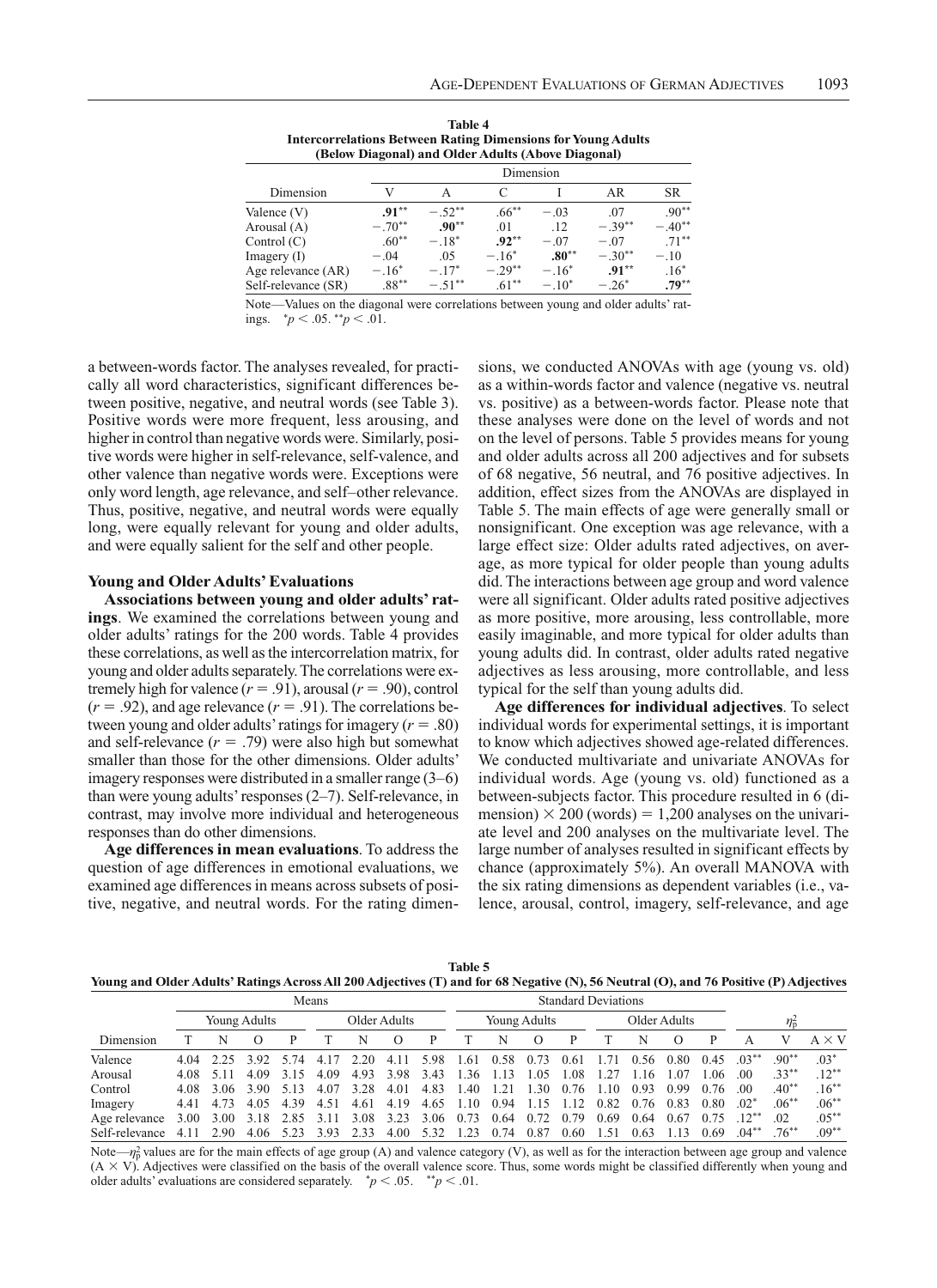**Table 4**
**Intercorrelations Between Rating Dimensions for Young Adults (Below Diagonal) and Older Adults (Above Diagonal)**

| Dimension | V | A | C | I | AR | SR |
|---|---|---|---|---|---|---|
| Valence (V) | **.91**$^{**}$ | −.52$^{**}$ | .66$^{**}$ | −.03 | .07 | .90$^{**}$ |
| Arousal (A) | −.70$^{**}$ | **.90**$^{**}$ | .01 | .12 | −.39$^{**}$ | −.40$^{**}$ |
| Control (C) | .60$^{**}$ | −.18$^{*}$ | **.92**$^{**}$ | −.07 | −.07 | .71$^{**}$ |
| Imagery (I) | −.04 | .05 | −.16$^{*}$ | **.80**$^{**}$ | −.30$^{**}$ | −.10 |
| Age relevance (AR) | −.16$^{*}$ | −.17$^{*}$ | −.29$^{**}$ | −.16$^{*}$ | **.91**$^{**}$ | .16$^{*}$ |
| Self-relevance (SR) | .88$^{**}$ | −.51$^{**}$ | .61$^{**}$ | −.10$^{*}$ | −.26$^{*}$ | **.79**$^{**}$ |

Note—Values on the diagonal were correlations between young and older adults' ratings. $^{*}p < .05$. $^{**}p < .01$.

a between-words factor. The analyses revealed, for practically all word characteristics, significant differences between positive, negative, and neutral words (see Table 3). Positive words were more frequent, less arousing, and higher in control than negative words were. Similarly, positive words were higher in self-relevance, self-valence, and other valence than negative words were. Exceptions were only word length, age relevance, and self–other relevance. Thus, positive, negative, and neutral words were equally long, were equally relevant for young and older adults, and were equally salient for the self and other people.

### Young and Older Adults' Evaluations

**Associations between young and older adults' ratings**. We examined the correlations between young and older adults' ratings for the 200 words. Table 4 provides these correlations, as well as the intercorrelation matrix, for young and older adults separately. The correlations were extremely high for valence ($r = .91$), arousal ($r = .90$), control ($r = .92$), and age relevance ($r = .91$). The correlations between young and older adults' ratings for imagery ($r = .80$) and self-relevance ($r = .79$) were also high but somewhat smaller than those for the other dimensions. Older adults' imagery responses were distributed in a smaller range (3–6) than were young adults' responses (2–7). Self-relevance, in contrast, may involve more individual and heterogeneous responses than do other dimensions.

**Age differences in mean evaluations**. To address the question of age differences in emotional evaluations, we examined age differences in means across subsets of positive, negative, and neutral words. For the rating dimensions, we conducted ANOVAs with age (young vs. old) as a within-words factor and valence (negative vs. neutral vs. positive) as a between-words factor. Please note that these analyses were done on the level of words and not on the level of persons. Table 5 provides means for young and older adults across all 200 adjectives and for subsets of 68 negative, 56 neutral, and 76 positive adjectives. In addition, effect sizes from the ANOVAs are displayed in Table 5. The main effects of age were generally small or nonsignificant. One exception was age relevance, with a large effect size: Older adults rated adjectives, on average, as more typical for older people than young adults did. The interactions between age group and word valence were all significant. Older adults rated positive adjectives as more positive, more arousing, less controllable, more easily imaginable, and more typical for older adults than young adults did. In contrast, older adults rated negative adjectives as less arousing, more controllable, and less typical for the self than young adults did.

**Age differences for individual adjectives**. To select individual words for experimental settings, it is important to know which adjectives showed age-related differences. We conducted multivariate and univariate ANOVAs for individual words. Age (young vs. old) functioned as a between-subjects factor. This procedure resulted in 6 (dimension) × 200 (words) = 1,200 analyses on the univariate level and 200 analyses on the multivariate level. The large number of analyses resulted in significant effects by chance (approximately 5%). An overall MANOVA with the six rating dimensions as dependent variables (i.e., valence, arousal, control, imagery, self-relevance, and age

**Table 5**
**Young and Older Adults' Ratings Across All 200 Adjectives (T) and for 68 Negative (N), 56 Neutral (O), and 76 Positive (P) Adjectives**

| | Means | | | | | | | | Standard Deviations | | | | | | | | $\eta_p^2$ | | |
|---|---|---|---|---|---|---|---|---|---|---|---|---|---|---|---|---|---|---|---|
| | Young Adults | | | | Older Adults | | | | Young Adults | | | | Older Adults | | | | | | |
| Dimension | T | N | O | P | T | N | O | P | T | N | O | P | T | N | O | P | A | V | A × V |
| Valence | 4.04 | 2.25 | 3.92 | 5.74 | 4.17 | 2.20 | 4.11 | 5.98 | 1.61 | 0.58 | 0.73 | 0.61 | 1.71 | 0.56 | 0.80 | 0.45 | .03$^{**}$ | .90$^{**}$ | .03$^{*}$ |
| Arousal | 4.08 | 5.11 | 4.09 | 3.15 | 4.09 | 4.93 | 3.98 | 3.43 | 1.36 | 1.13 | 1.05 | 1.08 | 1.27 | 1.16 | 1.07 | 1.06 | .00 | .33$^{**}$ | .12$^{**}$ |
| Control | 4.08 | 3.06 | 3.90 | 5.13 | 4.07 | 3.28 | 4.01 | 4.83 | 1.40 | 1.21 | 1.30 | 0.76 | 1.10 | 0.93 | 0.99 | 0.76 | .00 | .40$^{**}$ | .16$^{**}$ |
| Imagery | 4.41 | 4.73 | 4.05 | 4.39 | 4.51 | 4.61 | 4.19 | 4.65 | 1.10 | 0.94 | 1.15 | 1.12 | 0.82 | 0.76 | 0.83 | 0.80 | .02$^{*}$ | .06$^{**}$ | .06$^{**}$ |
| Age relevance | 3.00 | 3.00 | 3.18 | 2.85 | 3.11 | 3.08 | 3.23 | 3.06 | 0.73 | 0.64 | 0.72 | 0.79 | 0.69 | 0.64 | 0.67 | 0.75 | .12$^{**}$ | .02 | .05$^{**}$ |
| Self-relevance | 4.11 | 2.90 | 4.06 | 5.23 | 3.93 | 2.33 | 4.00 | 5.32 | 1.23 | 0.74 | 0.87 | 0.60 | 1.51 | 0.63 | 1.13 | 0.69 | .04$^{**}$ | .76$^{**}$ | .09$^{**}$ |

Note—$\eta_p^2$ values are for the main effects of age group (A) and valence category (V), as well as for the interaction between age group and valence (A × V). Adjectives were classified on the basis of the overall valence score. Thus, some words might be classified differently when young and older adults' evaluations are considered separately. $^{*}p < .05$. $^{**}p < .01$.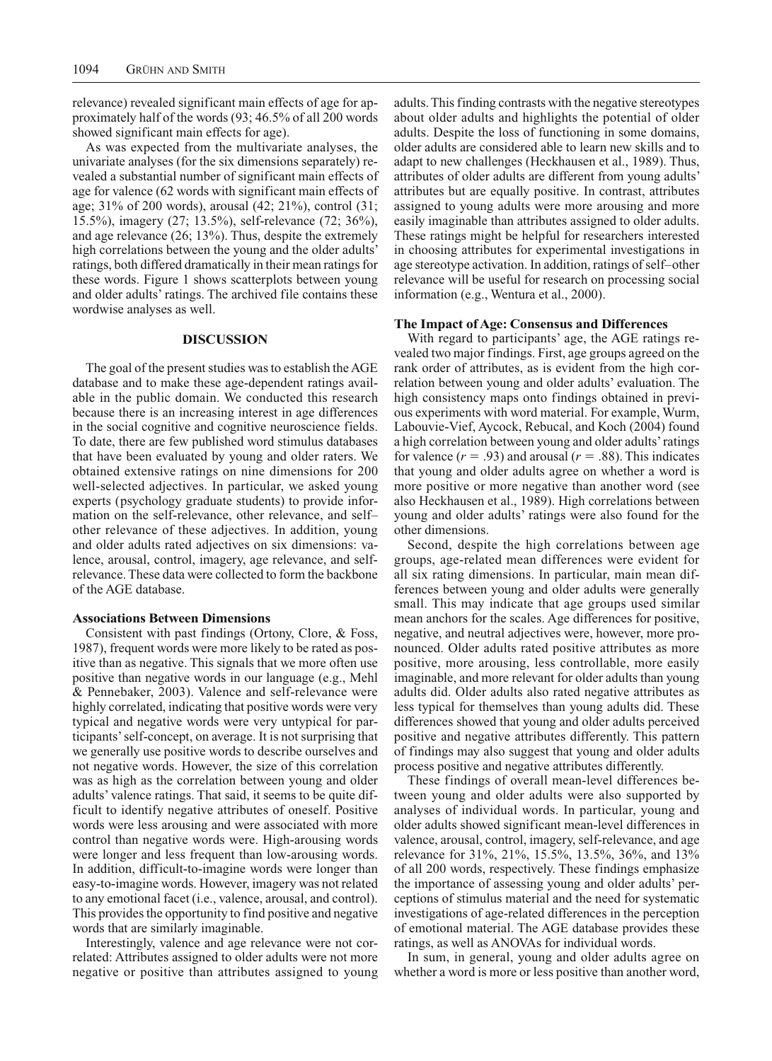relevance) revealed significant main effects of age for approximately half of the words (93; 46.5% of all 200 words showed significant main effects for age).

As was expected from the multivariate analyses, the univariate analyses (for the six dimensions separately) revealed a substantial number of significant main effects of age for valence (62 words with significant main effects of age; 31% of 200 words), arousal (42; 21%), control (31; 15.5%), imagery (27; 13.5%), self-relevance (72; 36%), and age relevance (26; 13%). Thus, despite the extremely high correlations between the young and the older adults' ratings, both differed dramatically in their mean ratings for these words. Figure 1 shows scatterplots between young and older adults' ratings. The archived file contains these wordwise analyses as well.

## DISCUSSION

The goal of the present studies was to establish the AGE database and to make these age-dependent ratings available in the public domain. We conducted this research because there is an increasing interest in age differences in the social cognitive and cognitive neuroscience fields. To date, there are few published word stimulus databases that have been evaluated by young and older raters. We obtained extensive ratings on nine dimensions for 200 well-selected adjectives. In particular, we asked young experts (psychology graduate students) to provide information on the self-relevance, other relevance, and self–other relevance of these adjectives. In addition, young and older adults rated adjectives on six dimensions: valence, arousal, control, imagery, age relevance, and self-relevance. These data were collected to form the backbone of the AGE database.

### Associations Between Dimensions

Consistent with past findings (Ortony, Clore, & Foss, 1987), frequent words were more likely to be rated as positive than as negative. This signals that we more often use positive than negative words in our language (e.g., Mehl & Pennebaker, 2003). Valence and self-relevance were highly correlated, indicating that positive words were very typical and negative words were very untypical for participants' self-concept, on average. It is not surprising that we generally use positive words to describe ourselves and not negative words. However, the size of this correlation was as high as the correlation between young and older adults' valence ratings. That said, it seems to be quite difficult to identify negative attributes of oneself. Positive words were less arousing and were associated with more control than negative words were. High-arousing words were longer and less frequent than low-arousing words. In addition, difficult-to-imagine words were longer than easy-to-imagine words. However, imagery was not related to any emotional facet (i.e., valence, arousal, and control). This provides the opportunity to find positive and negative words that are similarly imaginable.

Interestingly, valence and age relevance were not correlated: Attributes assigned to older adults were not more negative or positive than attributes assigned to young adults. This finding contrasts with the negative stereotypes about older adults and highlights the potential of older adults. Despite the loss of functioning in some domains, older adults are considered able to learn new skills and to adapt to new challenges (Heckhausen et al., 1989). Thus, attributes of older adults are different from young adults' attributes but are equally positive. In contrast, attributes assigned to young adults were more arousing and more easily imaginable than attributes assigned to older adults. These ratings might be helpful for researchers interested in choosing attributes for experimental investigations in age stereotype activation. In addition, ratings of self–other relevance will be useful for research on processing social information (e.g., Wentura et al., 2000).

### The Impact of Age: Consensus and Differences

With regard to participants' age, the AGE ratings revealed two major findings. First, age groups agreed on the rank order of attributes, as is evident from the high correlation between young and older adults' evaluation. The high consistency maps onto findings obtained in previous experiments with word material. For example, Wurm, Labouvie-Vief, Aycock, Rebucal, and Koch (2004) found a high correlation between young and older adults' ratings for valence ($r = .93$) and arousal ($r = .88$). This indicates that young and older adults agree on whether a word is more positive or more negative than another word (see also Heckhausen et al., 1989). High correlations between young and older adults' ratings were also found for the other dimensions.

Second, despite the high correlations between age groups, age-related mean differences were evident for all six rating dimensions. In particular, main mean differences between young and older adults were generally small. This may indicate that age groups used similar mean anchors for the scales. Age differences for positive, negative, and neutral adjectives were, however, more pronounced. Older adults rated positive attributes as more positive, more arousing, less controllable, more easily imaginable, and more relevant for older adults than young adults did. Older adults also rated negative attributes as less typical for themselves than young adults did. These differences showed that young and older adults perceived positive and negative attributes differently. This pattern of findings may also suggest that young and older adults process positive and negative attributes differently.

These findings of overall mean-level differences between young and older adults were also supported by analyses of individual words. In particular, young and older adults showed significant mean-level differences in valence, arousal, control, imagery, self-relevance, and age relevance for 31%, 21%, 15.5%, 13.5%, 36%, and 13% of all 200 words, respectively. These findings emphasize the importance of assessing young and older adults' perceptions of stimulus material and the need for systematic investigations of age-related differences in the perception of emotional material. The AGE database provides these ratings, as well as ANOVAs for individual words.

In sum, in general, young and older adults agree on whether a word is more or less positive than another word,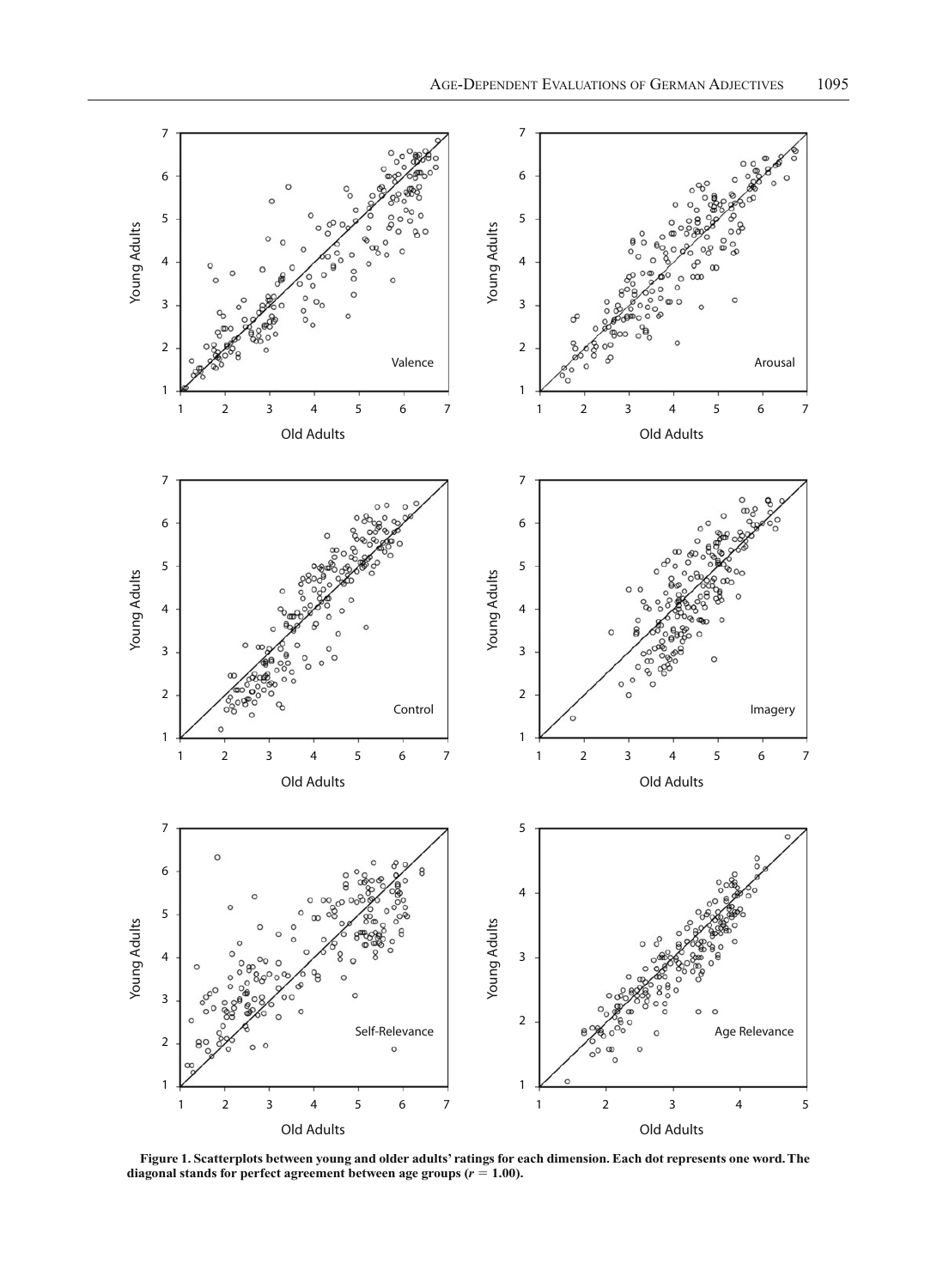Figure 1. Scatterplots between young and older adults' ratings for each dimension. Each dot represents one word. The diagonal stands for perfect agreement between age groups ($r = 1.00$).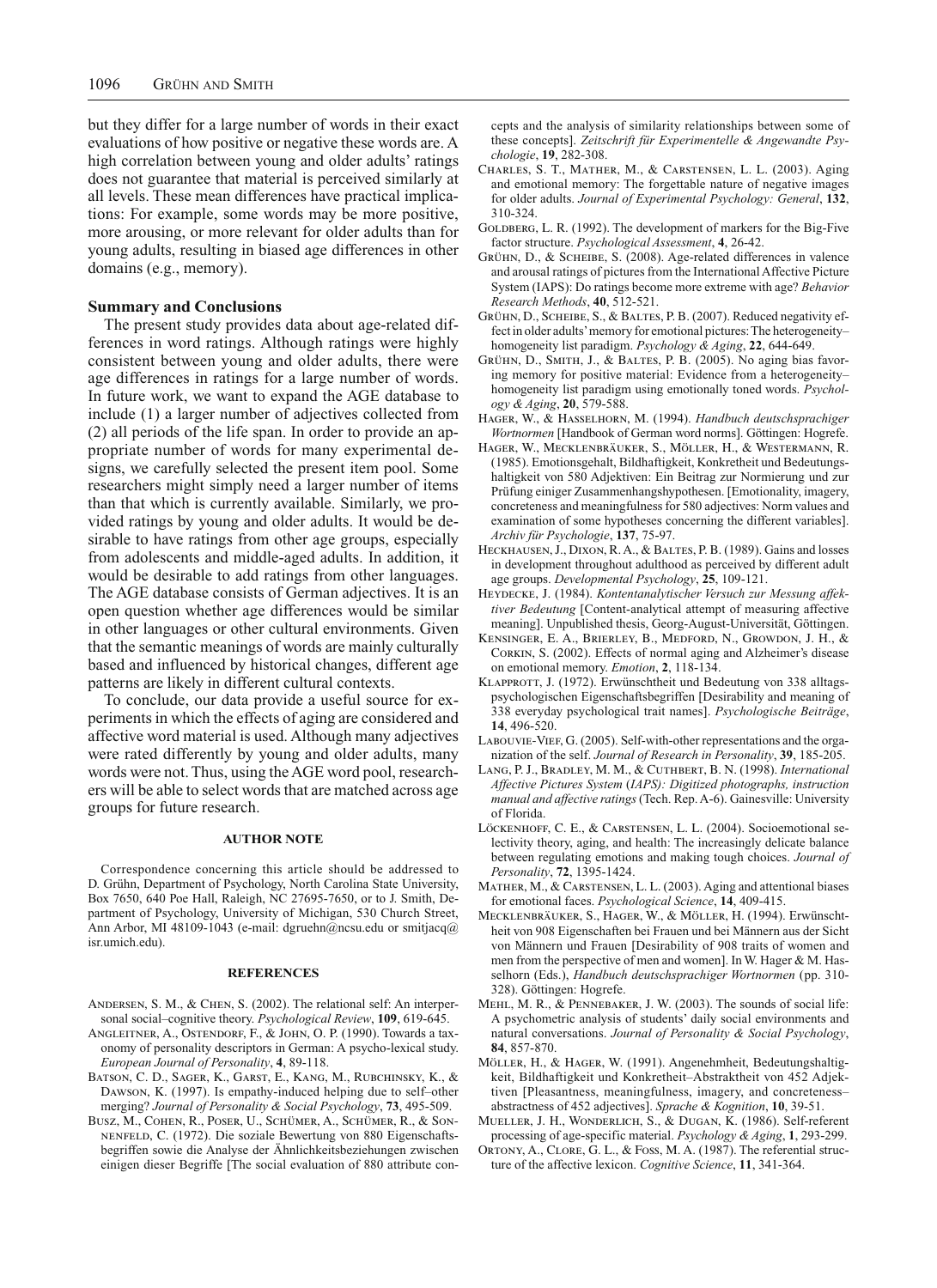but they differ for a large number of words in their exact evaluations of how positive or negative these words are. A high correlation between young and older adults' ratings does not guarantee that material is perceived similarly at all levels. These mean differences have practical implications: For example, some words may be more positive, more arousing, or more relevant for older adults than for young adults, resulting in biased age differences in other domains (e.g., memory).

### Summary and Conclusions

The present study provides data about age-related differences in word ratings. Although ratings were highly consistent between young and older adults, there were age differences in ratings for a large number of words. In future work, we want to expand the AGE database to include (1) a larger number of adjectives collected from (2) all periods of the life span. In order to provide an appropriate number of words for many experimental designs, we carefully selected the present item pool. Some researchers might simply need a larger number of items than that which is currently available. Similarly, we provided ratings by young and older adults. It would be desirable to have ratings from other age groups, especially from adolescents and middle-aged adults. In addition, it would be desirable to add ratings from other languages. The AGE database consists of German adjectives. It is an open question whether age differences would be similar in other languages or other cultural environments. Given that the semantic meanings of words are mainly culturally based and influenced by historical changes, different age patterns are likely in different cultural contexts.

To conclude, our data provide a useful source for experiments in which the effects of aging are considered and affective word material is used. Although many adjectives were rated differently by young and older adults, many words were not. Thus, using the AGE word pool, researchers will be able to select words that are matched across age groups for future research.

## AUTHOR NOTE

Correspondence concerning this article should be addressed to D. Grühn, Department of Psychology, North Carolina State University, Box 7650, 640 Poe Hall, Raleigh, NC 27695-7650, or to J. Smith, Department of Psychology, University of Michigan, 530 Church Street, Ann Arbor, MI 48109-1043 (e-mail: dgruehn@ncsu.edu or smitjacq@isr.umich.edu).

## REFERENCES

Andersen, S. M., & Chen, S. (2002). The relational self: An interpersonal social–cognitive theory. *Psychological Review*, **109**, 619-645.

Angleitner, A., Ostendorf, F., & John, O. P. (1990). Towards a taxonomy of personality descriptors in German: A psycho-lexical study. *European Journal of Personality*, **4**, 89-118.

Batson, C. D., Sager, K., Garst, E., Kang, M., Rubchinsky, K., & Dawson, K. (1997). Is empathy-induced helping due to self–other merging? *Journal of Personality & Social Psychology*, **73**, 495-509.

Busz, M., Cohen, R., Poser, U., Schümer, A., Schümer, R., & Sonnenfeld, C. (1972). Die soziale Bewertung von 880 Eigenschaftsbegriffen sowie die Analyse der Ähnlichkeitsbeziehungen zwischen einigen dieser Begriffe [The social evaluation of 880 attribute concepts and the analysis of similarity relationships between some of these concepts]. *Zeitschrift für Experimentelle & Angewandte Psychologie*, **19**, 282-308.

Charles, S. T., Mather, M., & Carstensen, L. L. (2003). Aging and emotional memory: The forgettable nature of negative images for older adults. *Journal of Experimental Psychology: General*, **132**, 310-324.

Goldberg, L. R. (1992). The development of markers for the Big-Five factor structure. *Psychological Assessment*, **4**, 26-42.

Grühn, D., & Scheibe, S. (2008). Age-related differences in valence and arousal ratings of pictures from the International Affective Picture System (IAPS): Do ratings become more extreme with age? *Behavior Research Methods*, **40**, 512-521.

Grühn, D., Scheibe, S., & Baltes, P. B. (2007). Reduced negativity effect in older adults' memory for emotional pictures: The heterogeneity–homogeneity list paradigm. *Psychology & Aging*, **22**, 644-649.

Grühn, D., Smith, J., & Baltes, P. B. (2005). No aging bias favoring memory for positive material: Evidence from a heterogeneity–homogeneity list paradigm using emotionally toned words. *Psychology & Aging*, **20**, 579-588.

Hager, W., & Hasselhorn, M. (1994). *Handbuch deutschsprachiger Wortnormen* [Handbook of German word norms]. Göttingen: Hogrefe.

Hager, W., Mecklenbräuker, S., Möller, H., & Westermann, R. (1985). Emotionsgehalt, Bildhaftigkeit, Konkretheit und Bedeutungshaltigkeit von 580 Adjektiven: Ein Beitrag zur Normierung und zur Prüfung einiger Zusammenhangshypothesen. [Emotionality, imagery, concreteness and meaningfulness for 580 adjectives: Norm values and examination of some hypotheses concerning the different variables]. *Archiv für Psychologie*, **137**, 75-97.

Heckhausen, J., Dixon, R. A., & Baltes, P. B. (1989). Gains and losses in development throughout adulthood as perceived by different adult age groups. *Developmental Psychology*, **25**, 109-121.

Heydecke, J. (1984). *Kontentanalytischer Versuch zur Messung affektiver Bedeutung* [Content-analytical attempt of measuring affective meaning]. Unpublished thesis, Georg-August-Universität, Göttingen.

Kensinger, E. A., Brierley, B., Medford, N., Growdon, J. H., & Corkin, S. (2002). Effects of normal aging and Alzheimer's disease on emotional memory. *Emotion*, **2**, 118-134.

Klapprott, J. (1972). Erwünschtheit und Bedeutung von 338 alltagspsychologischen Eigenschaftsbegriffen [Desirability and meaning of 338 everyday psychological trait names]. *Psychologische Beiträge*, **14**, 496-520.

Labouvie-Vief, G. (2005). Self-with-other representations and the organization of the self. *Journal of Research in Personality*, **39**, 185-205.

Lang, P. J., Bradley, M. M., & Cuthbert, B. N. (1998). *International Affective Pictures System (IAPS): Digitized photographs, instruction manual and affective ratings* (Tech. Rep. A-6). Gainesville: University of Florida.

Löckenhoff, C. E., & Carstensen, L. L. (2004). Socioemotional selectivity theory, aging, and health: The increasingly delicate balance between regulating emotions and making tough choices. *Journal of Personality*, **72**, 1395-1424.

Mather, M., & Carstensen, L. L. (2003). Aging and attentional biases for emotional faces. *Psychological Science*, **14**, 409-415.

Mecklenbräuker, S., Hager, W., & Möller, H. (1994). Erwünschtheit von 908 Eigenschaften bei Frauen und bei Männern aus der Sicht von Männern und Frauen [Desirability of 908 traits of women and men from the perspective of men and women]. In W. Hager & M. Hasselhorn (Eds.), *Handbuch deutschsprachiger Wortnormen* (pp. 310-328). Göttingen: Hogrefe.

Mehl, M. R., & Pennebaker, J. W. (2003). The sounds of social life: A psychometric analysis of students' daily social environments and natural conversations. *Journal of Personality & Social Psychology*, **84**, 857-870.

Möller, H., & Hager, W. (1991). Angenehmheit, Bedeutungshaltigkeit, Bildhaftigkeit und Konkretheit–Abstraktheit von 452 Adjektiven [Pleasantness, meaningfulness, imagery, and concreteness–abstractness of 452 adjectives]. *Sprache & Kognition*, **10**, 39-51.

Mueller, J. H., Wonderlich, S., & Dugan, K. (1986). Self-referent processing of age-specific material. *Psychology & Aging*, **1**, 293-299.

Ortony, A., Clore, G. L., & Foss, M. A. (1987). The referential structure of the affective lexicon. *Cognitive Science*, **11**, 341-364.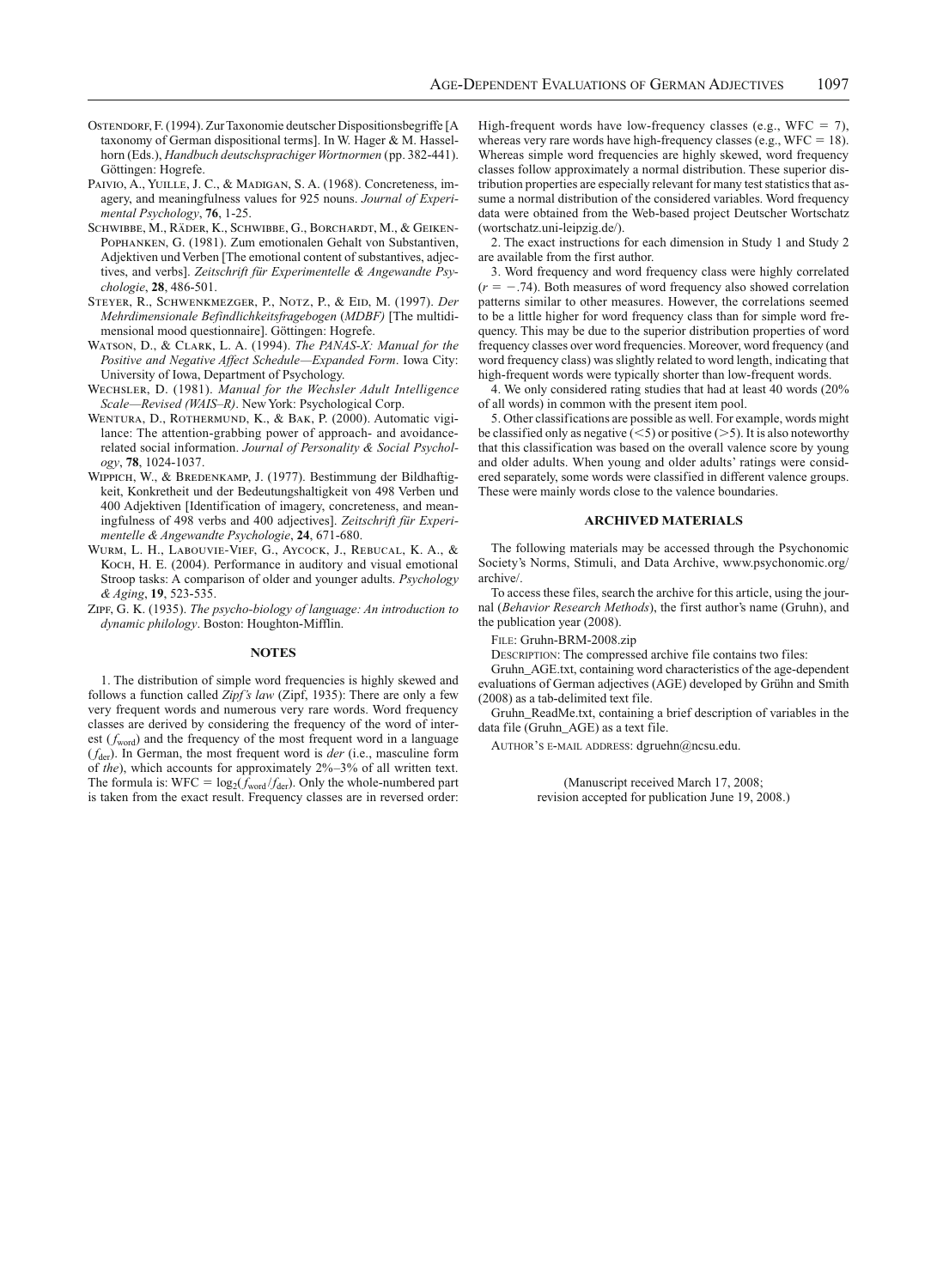Ostendorf, F. (1994). Zur Taxonomie deutscher Dispositionsbegriffe [A taxonomy of German dispositional terms]. In W. Hager & M. Hasselhorn (Eds.), *Handbuch deutschsprachiger Wortnormen* (pp. 382-441). Göttingen: Hogrefe.

Paivio, A., Yuille, J. C., & Madigan, S. A. (1968). Concreteness, imagery, and meaningfulness values for 925 nouns. *Journal of Experimental Psychology*, **76**, 1-25.

Schwibbe, M., Räder, K., Schwibbe, G., Borchardt, M., & Geiken-Pophanken, G. (1981). Zum emotionalen Gehalt von Substantiven, Adjektiven und Verben [The emotional content of substantives, adjectives, and verbs]. *Zeitschrift für Experimentelle & Angewandte Psychologie*, **28**, 486-501.

Steyer, R., Schwenkmezger, P., Notz, P., & Eid, M. (1997). *Der Mehrdimensionale Befindlichkeitsfragebogen* (*MDBF*) [The multidimensional mood questionnaire]. Göttingen: Hogrefe.

Watson, D., & Clark, L. A. (1994). *The PANAS-X: Manual for the Positive and Negative Affect Schedule—Expanded Form*. Iowa City: University of Iowa, Department of Psychology.

Wechsler, D. (1981). *Manual for the Wechsler Adult Intelligence Scale—Revised (WAIS–R)*. New York: Psychological Corp.

Wentura, D., Rothermund, K., & Bak, P. (2000). Automatic vigilance: The attention-grabbing power of approach- and avoidance-related social information. *Journal of Personality & Social Psychology*, **78**, 1024-1037.

Wippich, W., & Bredenkamp, J. (1977). Bestimmung der Bildhaftigkeit, Konkretheit und der Bedeutungshaltigkeit von 498 Verben und 400 Adjektiven [Identification of imagery, concreteness, and meaningfulness of 498 verbs and 400 adjectives]. *Zeitschrift für Experimentelle & Angewandte Psychologie*, **24**, 671-680.

Wurm, L. H., Labouvie-Vief, G., Aycock, J., Rebucal, K. A., & Koch, H. E. (2004). Performance in auditory and visual emotional Stroop tasks: A comparison of older and younger adults. *Psychology & Aging*, **19**, 523-535.

Zipf, G. K. (1935). *The psycho-biology of language: An introduction to dynamic philology*. Boston: Houghton-Mifflin.

## NOTES

1. The distribution of simple word frequencies is highly skewed and follows a function called *Zipf's law* (Zipf, 1935): There are only a few very frequent words and numerous very rare words. Word frequency classes are derived by considering the frequency of the word of interest ($f_{\text{word}}$) and the frequency of the most frequent word in a language ($f_{\text{der}}$). In German, the most frequent word is *der* (i.e., masculine form of *the*), which accounts for approximately 2%–3% of all written text. The formula is: $\text{WFC} = \log_2(f_{\text{word}}/f_{\text{der}})$. Only the whole-numbered part is taken from the exact result. Frequency classes are in reversed order: High-frequent words have low-frequency classes (e.g., WFC = 7), whereas very rare words have high-frequency classes (e.g., WFC = 18). Whereas simple word frequencies are highly skewed, word frequency classes follow approximately a normal distribution. These superior distribution properties are especially relevant for many test statistics that assume a normal distribution of the considered variables. Word frequency data were obtained from the Web-based project Deutscher Wortschatz (wortschatz.uni-leipzig.de/).

2. The exact instructions for each dimension in Study 1 and Study 2 are available from the first author.

3. Word frequency and word frequency class were highly correlated ($r = -.74$). Both measures of word frequency also showed correlation patterns similar to other measures. However, the correlations seemed to be a little higher for word frequency class than for simple word frequency. This may be due to the superior distribution properties of word frequency classes over word frequencies. Moreover, word frequency (and word frequency class) was slightly related to word length, indicating that high-frequent words were typically shorter than low-frequent words.

4. We only considered rating studies that had at least 40 words (20% of all words) in common with the present item pool.

5. Other classifications are possible as well. For example, words might be classified only as negative ($<5$) or positive ($>5$). It is also noteworthy that this classification was based on the overall valence score by young and older adults. When young and older adults' ratings were considered separately, some words were classified in different valence groups. These were mainly words close to the valence boundaries.

## ARCHIVED MATERIALS

The following materials may be accessed through the Psychonomic Society's Norms, Stimuli, and Data Archive, www.psychonomic.org/archive/.

To access these files, search the archive for this article, using the journal (*Behavior Research Methods*), the first author's name (Gruhn), and the publication year (2008).

File: Gruhn-BRM-2008.zip

Description: The compressed archive file contains two files:

Gruhn_AGE.txt, containing word characteristics of the age-dependent evaluations of German adjectives (AGE) developed by Grühn and Smith (2008) as a tab-delimited text file.

Gruhn_ReadMe.txt, containing a brief description of variables in the data file (Gruhn_AGE) as a text file.

Author's e-mail address: dgruehn@ncsu.edu.

(Manuscript received March 17, 2008;
revision accepted for publication June 19, 2008.)